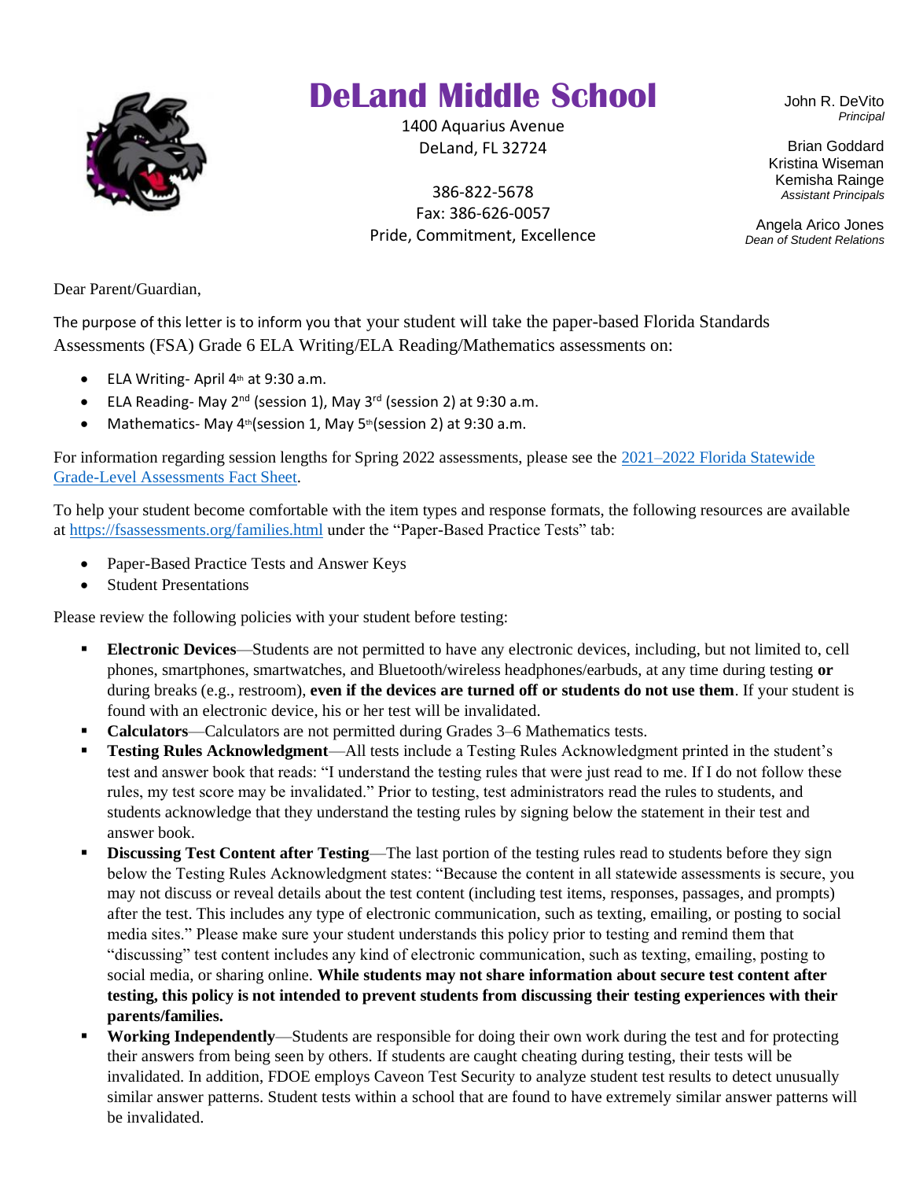# DeLand Middle School

1400 Aquarius Avenue
DeLand, FL 32724

386-822-5678
Fax: 386-626-0057
Pride, Commitment, Excellence

John R. DeVito
*Principal*

Brian Goddard
Kristina Wiseman
Kemisha Rainge
*Assistant Principals*

Angela Arico Jones
*Dean of Student Relations*

Dear Parent/Guardian,

The purpose of this letter is to inform you that your student will take the paper-based Florida Standards Assessments (FSA) Grade 6 ELA Writing/ELA Reading/Mathematics assessments on:

- ELA Writing- April 4th at 9:30 a.m.
- ELA Reading- May 2nd (session 1), May 3rd (session 2) at 9:30 a.m.
- Mathematics- May 4th(session 1, May 5th(session 2) at 9:30 a.m.

For information regarding session lengths for Spring 2022 assessments, please see the [2021–2022 Florida Statewide Grade-Level Assessments Fact Sheet](#).

To help your student become comfortable with the item types and response formats, the following resources are available at [https://fsassessments.org/families.html](https://fsassessments.org/families.html) under the "Paper-Based Practice Tests" tab:

- Paper-Based Practice Tests and Answer Keys
- Student Presentations

Please review the following policies with your student before testing:

- **Electronic Devices**—Students are not permitted to have any electronic devices, including, but not limited to, cell phones, smartphones, smartwatches, and Bluetooth/wireless headphones/earbuds, at any time during testing **or** during breaks (e.g., restroom), **even if the devices are turned off or students do not use them**. If your student is found with an electronic device, his or her test will be invalidated.
- **Calculators**—Calculators are not permitted during Grades 3–6 Mathematics tests.
- **Testing Rules Acknowledgment**—All tests include a Testing Rules Acknowledgment printed in the student's test and answer book that reads: "I understand the testing rules that were just read to me. If I do not follow these rules, my test score may be invalidated." Prior to testing, test administrators read the rules to students, and students acknowledge that they understand the testing rules by signing below the statement in their test and answer book.
- **Discussing Test Content after Testing**—The last portion of the testing rules read to students before they sign below the Testing Rules Acknowledgment states: "Because the content in all statewide assessments is secure, you may not discuss or reveal details about the test content (including test items, responses, passages, and prompts) after the test. This includes any type of electronic communication, such as texting, emailing, or posting to social media sites." Please make sure your student understands this policy prior to testing and remind them that "discussing" test content includes any kind of electronic communication, such as texting, emailing, posting to social media, or sharing online. **While students may not share information about secure test content after testing, this policy is not intended to prevent students from discussing their testing experiences with their parents/families.**
- **Working Independently**—Students are responsible for doing their own work during the test and for protecting their answers from being seen by others. If students are caught cheating during testing, their tests will be invalidated. In addition, FDOE employs Caveon Test Security to analyze student test results to detect unusually similar answer patterns. Student tests within a school that are found to have extremely similar answer patterns will be invalidated.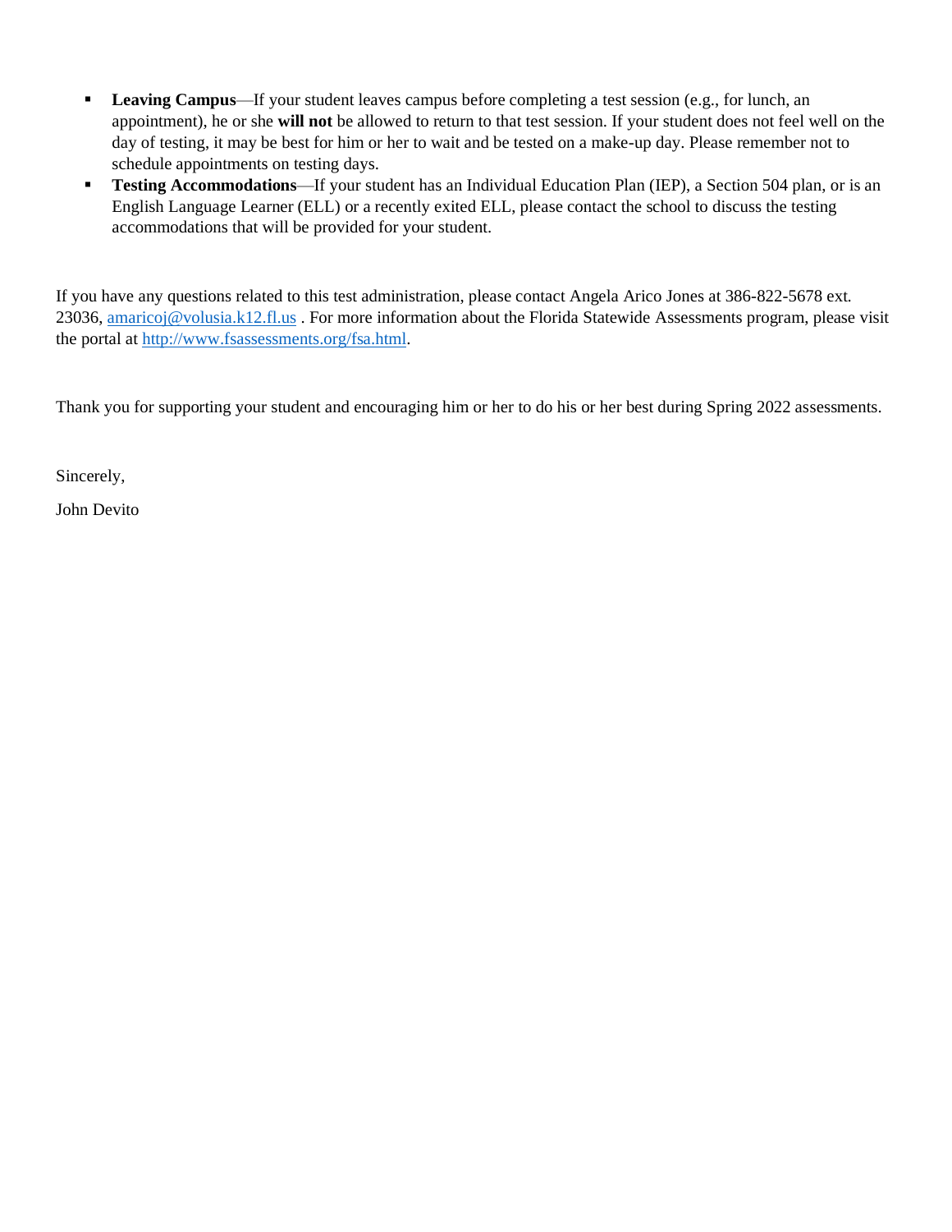- **Leaving Campus**—If your student leaves campus before completing a test session (e.g., for lunch, an appointment), he or she **will not** be allowed to return to that test session. If your student does not feel well on the day of testing, it may be best for him or her to wait and be tested on a make-up day. Please remember not to schedule appointments on testing days.
- **Testing Accommodations**—If your student has an Individual Education Plan (IEP), a Section 504 plan, or is an English Language Learner (ELL) or a recently exited ELL, please contact the school to discuss the testing accommodations that will be provided for your student.

If you have any questions related to this test administration, please contact Angela Arico Jones at 386-822-5678 ext. 23036, amaricoj@volusia.k12.fl.us . For more information about the Florida Statewide Assessments program, please visit the portal at http://www.fsassessments.org/fsa.html.

Thank you for supporting your student and encouraging him or her to do his or her best during Spring 2022 assessments.

Sincerely,

John Devito